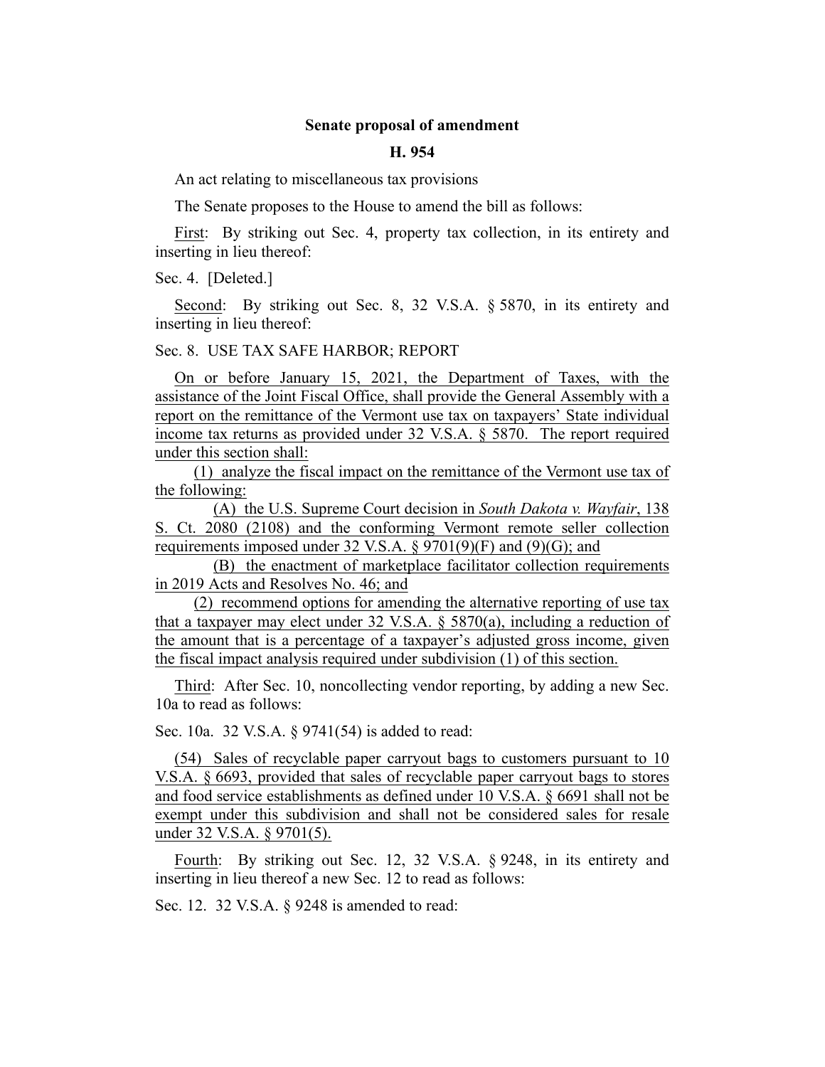**Senate proposal of amendment**

**H. 954**

An act relating to miscellaneous tax provisions

The Senate proposes to the House to amend the bill as follows:

First: By striking out Sec. 4, property tax collection, in its entirety and inserting in lieu thereof:

Sec. 4. [Deleted.]

Second: By striking out Sec. 8, 32 V.S.A. § 5870, in its entirety and inserting in lieu thereof:

Sec. 8. USE TAX SAFE HARBOR; REPORT

On or before January 15, 2021, the Department of Taxes, with the assistance of the Joint Fiscal Office, shall provide the General Assembly with a report on the remittance of the Vermont use tax on taxpayers' State individual income tax returns as provided under 32 V.S.A. § 5870. The report required under this section shall:

(1) analyze the fiscal impact on the remittance of the Vermont use tax of the following:

(A) the U.S. Supreme Court decision in *South Dakota v. Wayfair*, 138 S. Ct. 2080 (2108) and the conforming Vermont remote seller collection requirements imposed under 32 V.S.A. § 9701(9)(F) and (9)(G); and

(B) the enactment of marketplace facilitator collection requirements in 2019 Acts and Resolves No. 46; and

(2) recommend options for amending the alternative reporting of use tax that a taxpayer may elect under 32 V.S.A. § 5870(a), including a reduction of the amount that is a percentage of a taxpayer's adjusted gross income, given the fiscal impact analysis required under subdivision (1) of this section.

Third: After Sec. 10, noncollecting vendor reporting, by adding a new Sec. 10a to read as follows:

Sec. 10a. 32 V.S.A. § 9741(54) is added to read:

(54) Sales of recyclable paper carryout bags to customers pursuant to 10 V.S.A. § 6693, provided that sales of recyclable paper carryout bags to stores and food service establishments as defined under 10 V.S.A. § 6691 shall not be exempt under this subdivision and shall not be considered sales for resale under 32 V.S.A. § 9701(5).

Fourth: By striking out Sec. 12, 32 V.S.A. § 9248, in its entirety and inserting in lieu thereof a new Sec. 12 to read as follows:

Sec. 12. 32 V.S.A. § 9248 is amended to read: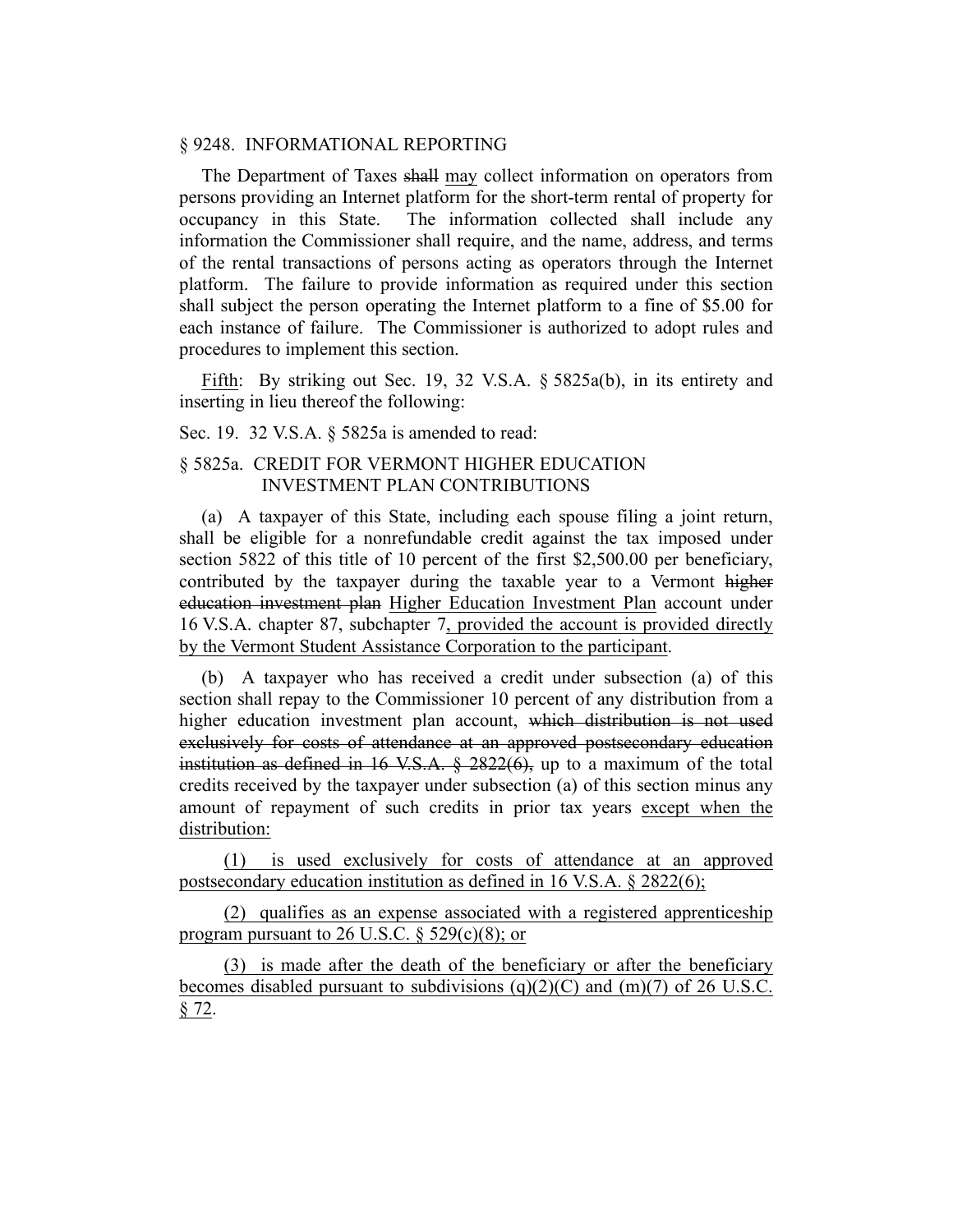§ 9248. INFORMATIONAL REPORTING

The Department of Taxes ~~shall~~ <u>may</u> collect information on operators from persons providing an Internet platform for the short-term rental of property for occupancy in this State. The information collected shall include any information the Commissioner shall require, and the name, address, and terms of the rental transactions of persons acting as operators through the Internet platform. The failure to provide information as required under this section shall subject the person operating the Internet platform to a fine of $5.00 for each instance of failure. The Commissioner is authorized to adopt rules and procedures to implement this section.

<u>Fifth</u>: By striking out Sec. 19, 32 V.S.A. § 5825a(b), in its entirety and inserting in lieu thereof the following:

Sec. 19. 32 V.S.A. § 5825a is amended to read:

§ 5825a. CREDIT FOR VERMONT HIGHER EDUCATION INVESTMENT PLAN CONTRIBUTIONS

(a) A taxpayer of this State, including each spouse filing a joint return, shall be eligible for a nonrefundable credit against the tax imposed under section 5822 of this title of 10 percent of the first $2,500.00 per beneficiary, contributed by the taxpayer during the taxable year to a Vermont ~~higher education investment plan~~ <u>Higher Education Investment Plan</u> account under 16 V.S.A. chapter 87, subchapter 7<u>, provided the account is provided directly by the Vermont Student Assistance Corporation to the participant</u>.

(b) A taxpayer who has received a credit under subsection (a) of this section shall repay to the Commissioner 10 percent of any distribution from a higher education investment plan account, ~~which distribution is not used exclusively for costs of attendance at an approved postsecondary education institution as defined in 16 V.S.A. § 2822(6),~~ up to a maximum of the total credits received by the taxpayer under subsection (a) of this section minus any amount of repayment of such credits in prior tax years <u>except when the distribution:</u>

<u>(1) is used exclusively for costs of attendance at an approved postsecondary education institution as defined in 16 V.S.A. § 2822(6);</u>

<u>(2) qualifies as an expense associated with a registered apprenticeship program pursuant to 26 U.S.C. § 529(c)(8); or</u>

<u>(3) is made after the death of the beneficiary or after the beneficiary becomes disabled pursuant to subdivisions (q)(2)(C) and (m)(7) of 26 U.S.C. § 72</u>.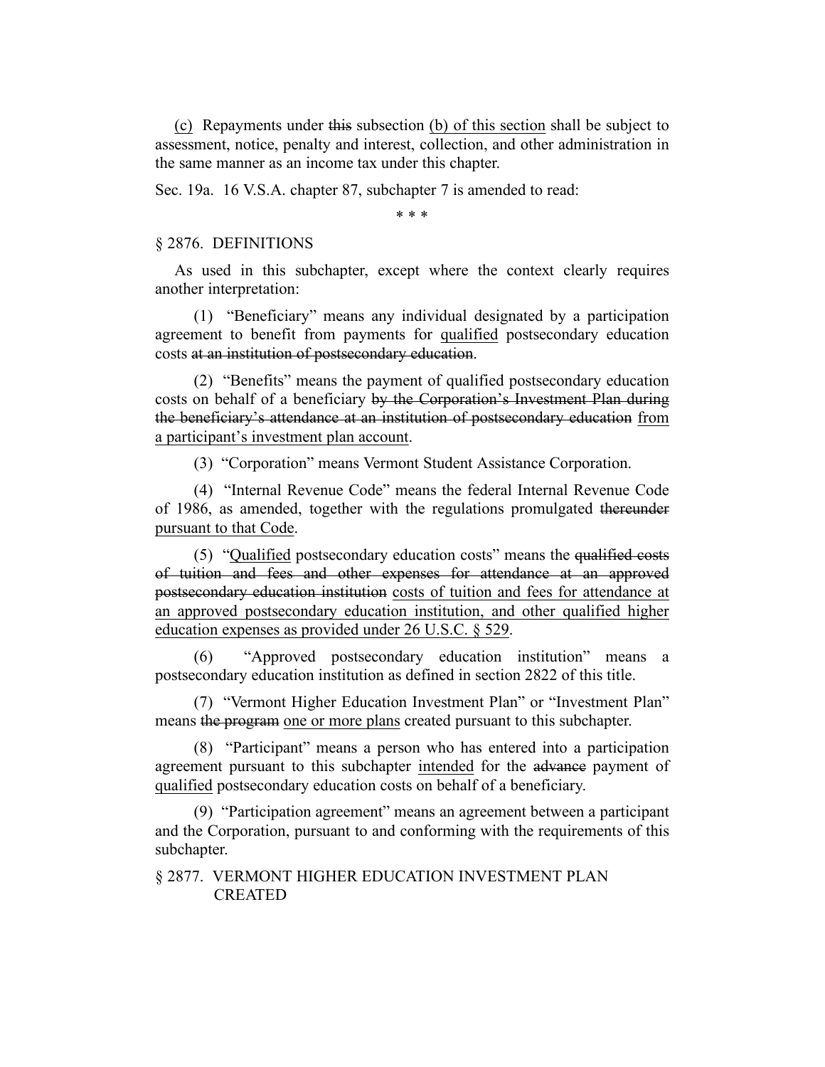<u>(c)</u> Repayments under ~~this~~ subsection <u>(b) of this section</u> shall be subject to assessment, notice, penalty and interest, collection, and other administration in the same manner as an income tax under this chapter.

Sec. 19a. 16 V.S.A. chapter 87, subchapter 7 is amended to read:

\* \* \*

§ 2876. DEFINITIONS

As used in this subchapter, except where the context clearly requires another interpretation:

(1) "Beneficiary" means any individual designated by a participation agreement to benefit from payments for <u>qualified</u> postsecondary education costs ~~at an institution of postsecondary education~~.

(2) "Benefits" means the payment of qualified postsecondary education costs on behalf of a beneficiary ~~by the Corporation's Investment Plan during the beneficiary's attendance at an institution of postsecondary education~~ <u>from a participant's investment plan account</u>.

(3) "Corporation" means Vermont Student Assistance Corporation.

(4) "Internal Revenue Code" means the federal Internal Revenue Code of 1986, as amended, together with the regulations promulgated ~~thereunder~~ <u>pursuant to that Code</u>.

(5) "<u>Qualified</u> postsecondary education costs" means the ~~qualified costs of tuition and fees and other expenses for attendance at an approved postsecondary education institution~~ <u>costs of tuition and fees for attendance at an approved postsecondary education institution, and other qualified higher education expenses as provided under 26 U.S.C. § 529</u>.

(6) "Approved postsecondary education institution" means a postsecondary education institution as defined in section 2822 of this title.

(7) "Vermont Higher Education Investment Plan" or "Investment Plan" means ~~the program~~ <u>one or more plans</u> created pursuant to this subchapter.

(8) "Participant" means a person who has entered into a participation agreement pursuant to this subchapter <u>intended</u> for the ~~advance~~ payment of <u>qualified</u> postsecondary education costs on behalf of a beneficiary.

(9) "Participation agreement" means an agreement between a participant and the Corporation, pursuant to and conforming with the requirements of this subchapter.

§ 2877. VERMONT HIGHER EDUCATION INVESTMENT PLAN CREATED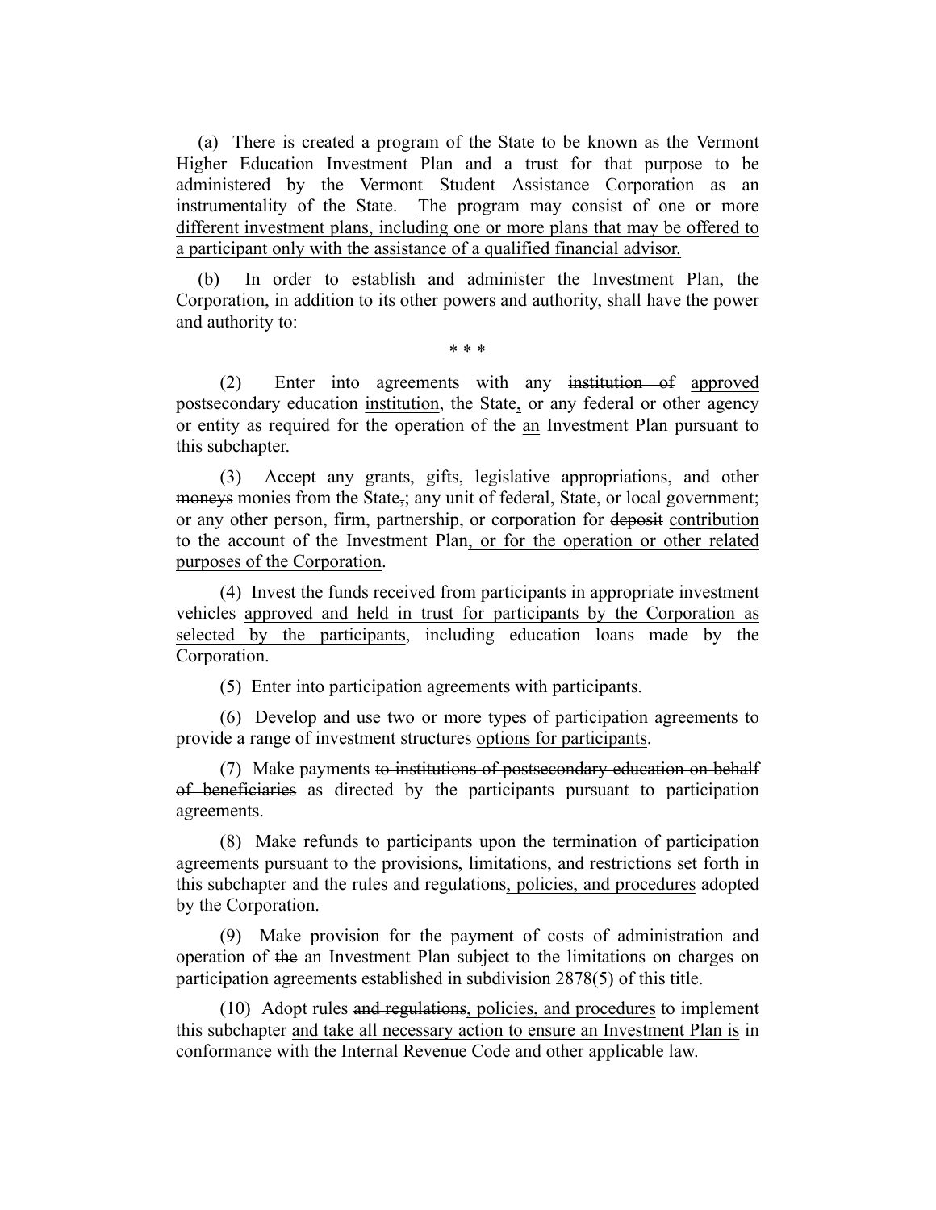(a) There is created a program of the State to be known as the Vermont Higher Education Investment Plan <u>and a trust for that purpose</u> to be administered by the Vermont Student Assistance Corporation as an instrumentality of the State. <u>The program may consist of one or more different investment plans, including one or more plans that may be offered to a participant only with the assistance of a qualified financial advisor.</u>

(b) In order to establish and administer the Investment Plan, the Corporation, in addition to its other powers and authority, shall have the power and authority to:

\* \* \*

(2) Enter into agreements with any ~~institution of~~ <u>approved</u> postsecondary education <u>institution</u>, the State<u>,</u> or any federal or other agency or entity as required for the operation of ~~the~~ <u>an</u> Investment Plan pursuant to this subchapter.

(3) Accept any grants, gifts, legislative appropriations, and other ~~moneys~~ <u>monies</u> from the State~~,~~<u>;</u> any unit of federal, State, or local government<u>;</u> or any other person, firm, partnership, or corporation for ~~deposit~~ <u>contribution</u> to the account of the Investment Plan<u>, or for the operation or other related purposes of the Corporation</u>.

(4) Invest the funds received from participants in appropriate investment vehicles <u>approved and held in trust for participants by the Corporation as selected by the participants</u>, including education loans made by the Corporation.

(5) Enter into participation agreements with participants.

(6) Develop and use two or more types of participation agreements to provide a range of investment ~~structures~~ <u>options for participants</u>.

(7) Make payments ~~to institutions of postsecondary education on behalf of beneficiaries~~ <u>as directed by the participants</u> pursuant to participation agreements.

(8) Make refunds to participants upon the termination of participation agreements pursuant to the provisions, limitations, and restrictions set forth in this subchapter and the rules ~~and regulations~~<u>, policies, and procedures</u> adopted by the Corporation.

(9) Make provision for the payment of costs of administration and operation of ~~the~~ <u>an</u> Investment Plan subject to the limitations on charges on participation agreements established in subdivision 2878(5) of this title.

(10) Adopt rules ~~and regulations~~<u>, policies, and procedures</u> to implement this subchapter <u>and take all necessary action to ensure an Investment Plan is</u> in conformance with the Internal Revenue Code and other applicable law.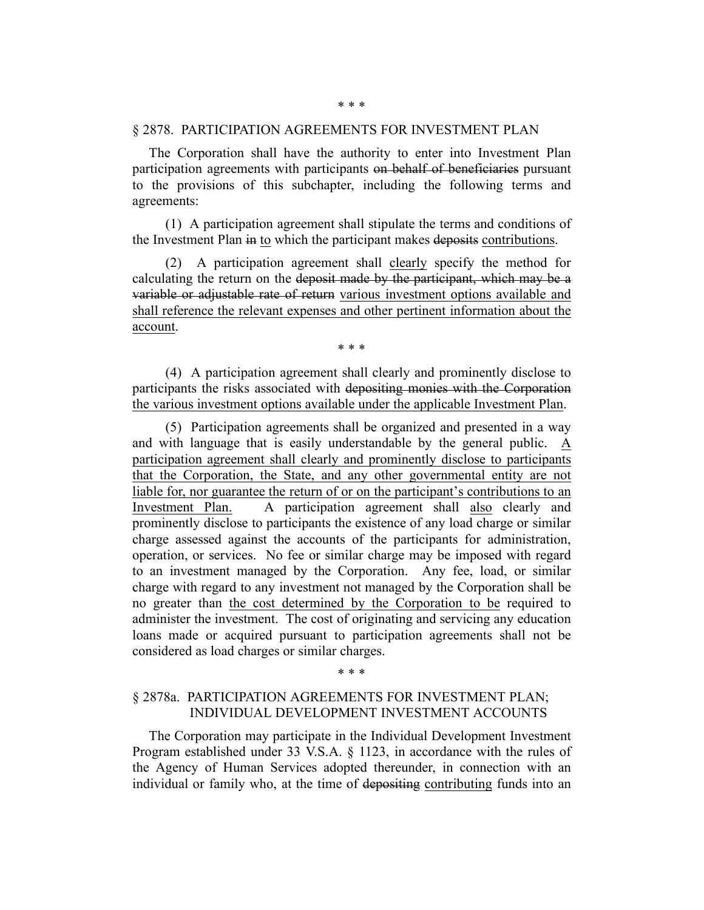\* \* \*

§ 2878. PARTICIPATION AGREEMENTS FOR INVESTMENT PLAN

The Corporation shall have the authority to enter into Investment Plan participation agreements with participants ~~on behalf of beneficiaries~~ pursuant to the provisions of this subchapter, including the following terms and agreements:

(1) A participation agreement shall stipulate the terms and conditions of the Investment Plan ~~in~~ <u>to</u> which the participant makes ~~deposits~~ <u>contributions</u>.

(2) A participation agreement shall <u>clearly</u> specify the method for calculating the return on the ~~deposit made by the participant, which may be a variable or adjustable rate of return~~ <u>various investment options available and shall reference the relevant expenses and other pertinent information about the account</u>.

\* \* \*

(4) A participation agreement shall clearly and prominently disclose to participants the risks associated with ~~depositing monies with the Corporation~~ <u>the various investment options available under the applicable Investment Plan</u>.

(5) Participation agreements shall be organized and presented in a way and with language that is easily understandable by the general public. <u>A participation agreement shall clearly and prominently disclose to participants that the Corporation, the State, and any other governmental entity are not liable for, nor guarantee the return of or on the participant's contributions to an Investment Plan.</u> A participation agreement shall <u>also</u> clearly and prominently disclose to participants the existence of any load charge or similar charge assessed against the accounts of the participants for administration, operation, or services. No fee or similar charge may be imposed with regard to an investment managed by the Corporation. Any fee, load, or similar charge with regard to any investment not managed by the Corporation shall be no greater than <u>the cost determined by the Corporation to be</u> required to administer the investment. The cost of originating and servicing any education loans made or acquired pursuant to participation agreements shall not be considered as load charges or similar charges.

\* \* \*

§ 2878a. PARTICIPATION AGREEMENTS FOR INVESTMENT PLAN; INDIVIDUAL DEVELOPMENT INVESTMENT ACCOUNTS

The Corporation may participate in the Individual Development Investment Program established under 33 V.S.A. § 1123, in accordance with the rules of the Agency of Human Services adopted thereunder, in connection with an individual or family who, at the time of ~~depositing~~ <u>contributing</u> funds into an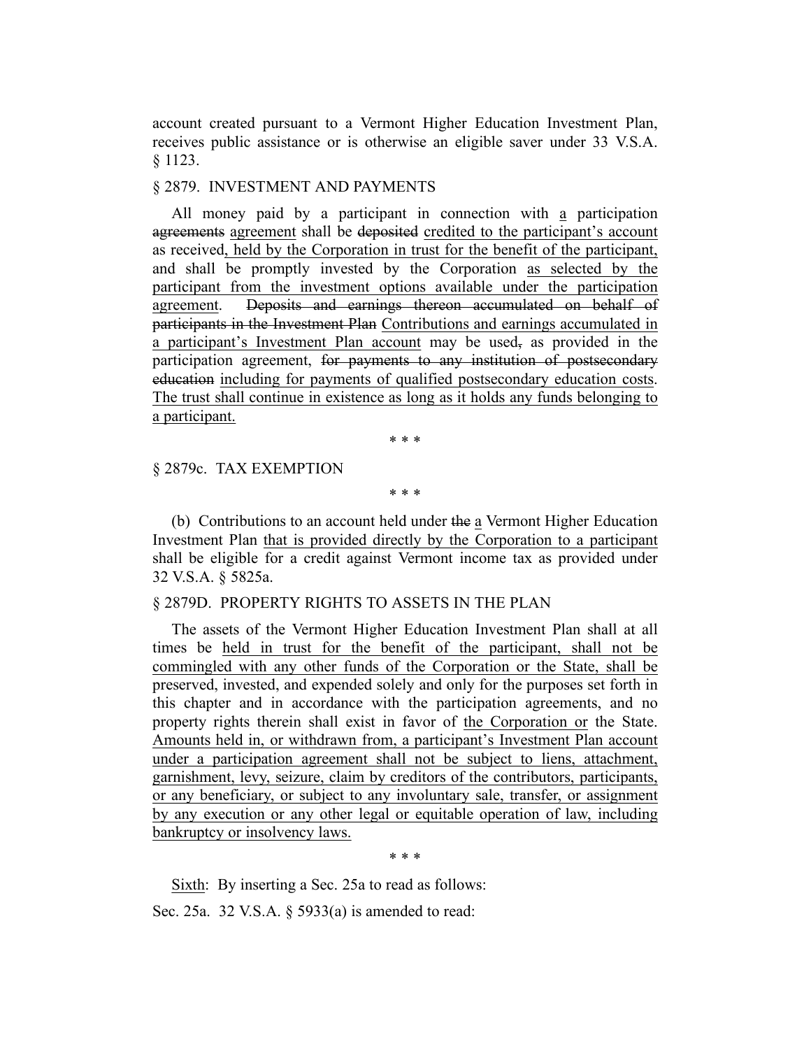account created pursuant to a Vermont Higher Education Investment Plan, receives public assistance or is otherwise an eligible saver under 33 V.S.A. § 1123.

§ 2879. INVESTMENT AND PAYMENTS

All money paid by a participant in connection with <u>a</u> participation ~~agreements~~ <u>agreement</u> shall be ~~deposited~~ <u>credited to the participant's account</u> as received<u>, held by the Corporation in trust for the benefit of the participant,</u> and shall be promptly invested by the Corporation <u>as selected by the participant from the investment options available under the participation agreement</u>. ~~Deposits and earnings thereon accumulated on behalf of participants in the Investment Plan~~ <u>Contributions and earnings accumulated in a participant's Investment Plan account</u> may be used~~,~~ as provided in the participation agreement, ~~for payments to any institution of postsecondary education~~ <u>including for payments of qualified postsecondary education costs</u>. <u>The trust shall continue in existence as long as it holds any funds belonging to a participant.</u>

\* \* \*

§ 2879c. TAX EXEMPTION

\* \* \*

(b) Contributions to an account held under ~~the~~ <u>a</u> Vermont Higher Education Investment Plan <u>that is provided directly by the Corporation to a participant</u> shall be eligible for a credit against Vermont income tax as provided under 32 V.S.A. § 5825a.

§ 2879D. PROPERTY RIGHTS TO ASSETS IN THE PLAN

The assets of the Vermont Higher Education Investment Plan shall at all times be <u>held in trust for the benefit of the participant, shall not be commingled with any other funds of the Corporation or the State, shall be</u> preserved, invested, and expended solely and only for the purposes set forth in this chapter and in accordance with the participation agreements, and no property rights therein shall exist in favor of <u>the Corporation or</u> the State. <u>Amounts held in, or withdrawn from, a participant's Investment Plan account under a participation agreement shall not be subject to liens, attachment, garnishment, levy, seizure, claim by creditors of the contributors, participants, or any beneficiary, or subject to any involuntary sale, transfer, or assignment by any execution or any other legal or equitable operation of law, including bankruptcy or insolvency laws.</u>

\* \* \*

<u>Sixth</u>: By inserting a Sec. 25a to read as follows:

Sec. 25a. 32 V.S.A. § 5933(a) is amended to read: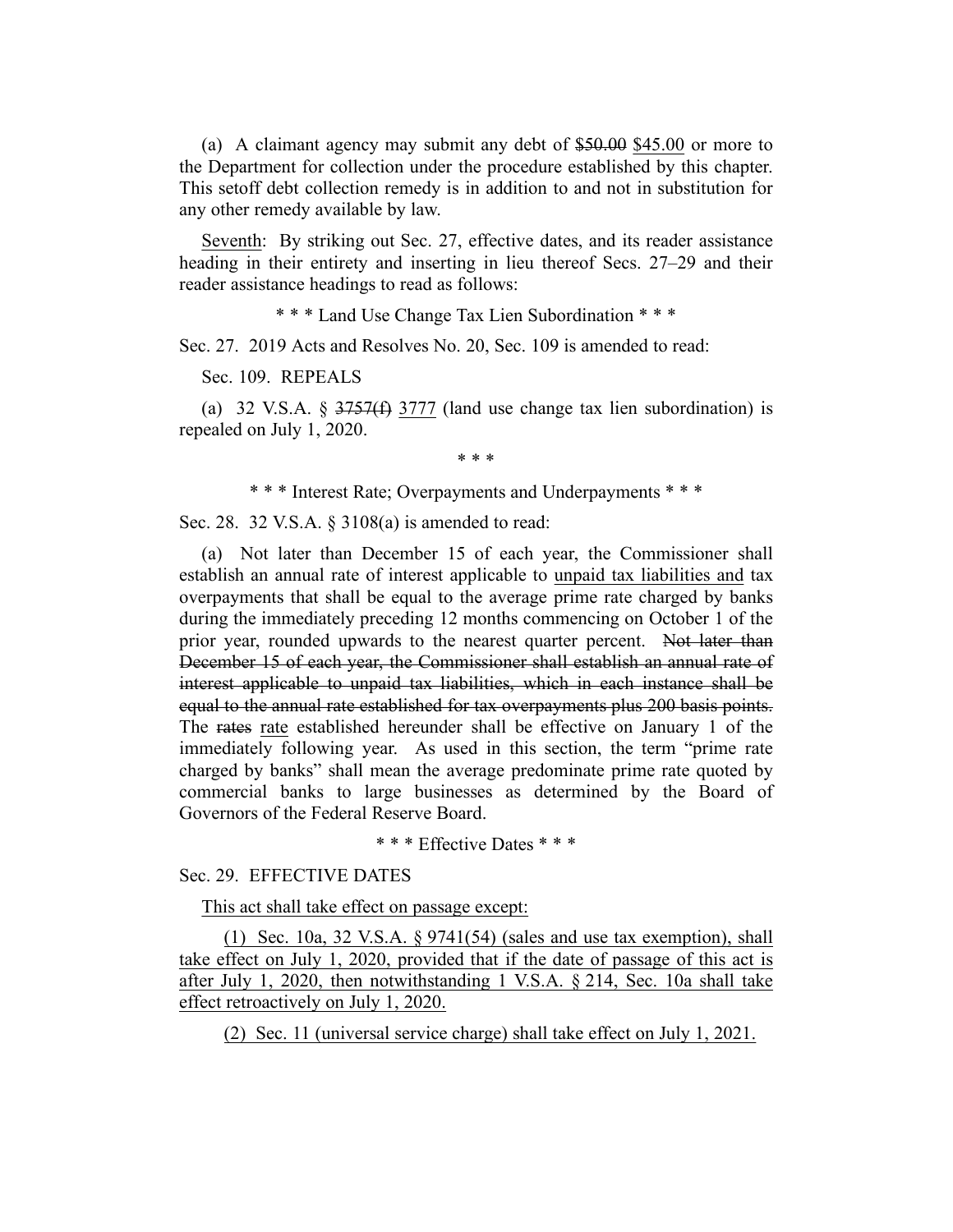(a) A claimant agency may submit any debt of ~~$50.00~~ <u>$45.00</u> or more to the Department for collection under the procedure established by this chapter. This setoff debt collection remedy is in addition to and not in substitution for any other remedy available by law.

<u>Seventh</u>: By striking out Sec. 27, effective dates, and its reader assistance heading in their entirety and inserting in lieu thereof Secs. 27–29 and their reader assistance headings to read as follows:

\* \* \* Land Use Change Tax Lien Subordination \* \* \*

Sec. 27. 2019 Acts and Resolves No. 20, Sec. 109 is amended to read:

Sec. 109. REPEALS

(a) 32 V.S.A. § ~~3757(f)~~ <u>3777</u> (land use change tax lien subordination) is repealed on July 1, 2020.

\* \* \*

\* \* \* Interest Rate; Overpayments and Underpayments \* \* \*

Sec. 28. 32 V.S.A. § 3108(a) is amended to read:

(a) Not later than December 15 of each year, the Commissioner shall establish an annual rate of interest applicable to <u>unpaid tax liabilities and</u> tax overpayments that shall be equal to the average prime rate charged by banks during the immediately preceding 12 months commencing on October 1 of the prior year, rounded upwards to the nearest quarter percent. ~~Not later than December 15 of each year, the Commissioner shall establish an annual rate of interest applicable to unpaid tax liabilities, which in each instance shall be equal to the annual rate established for tax overpayments plus 200 basis points.~~ The ~~rates~~ <u>rate</u> established hereunder shall be effective on January 1 of the immediately following year. As used in this section, the term "prime rate charged by banks" shall mean the average predominate prime rate quoted by commercial banks to large businesses as determined by the Board of Governors of the Federal Reserve Board.

\* \* \* Effective Dates \* \* \*

Sec. 29. EFFECTIVE DATES

<u>This act shall take effect on passage except:</u>

<u>(1) Sec. 10a, 32 V.S.A. § 9741(54) (sales and use tax exemption), shall take effect on July 1, 2020, provided that if the date of passage of this act is after July 1, 2020, then notwithstanding 1 V.S.A. § 214, Sec. 10a shall take effect retroactively on July 1, 2020.</u>

<u>(2) Sec. 11 (universal service charge) shall take effect on July 1, 2021.</u>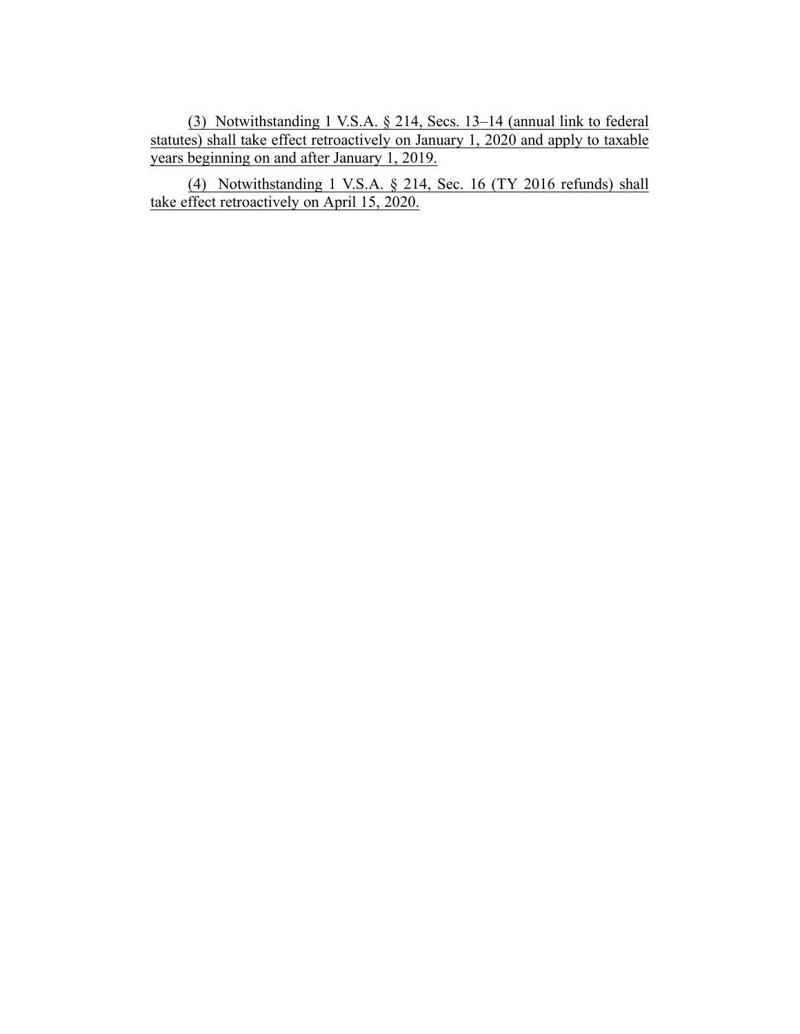(3) Notwithstanding 1 V.S.A. § 214, Secs. 13–14 (annual link to federal statutes) shall take effect retroactively on January 1, 2020 and apply to taxable years beginning on and after January 1, 2019.

(4) Notwithstanding 1 V.S.A. § 214, Sec. 16 (TY 2016 refunds) shall take effect retroactively on April 15, 2020.